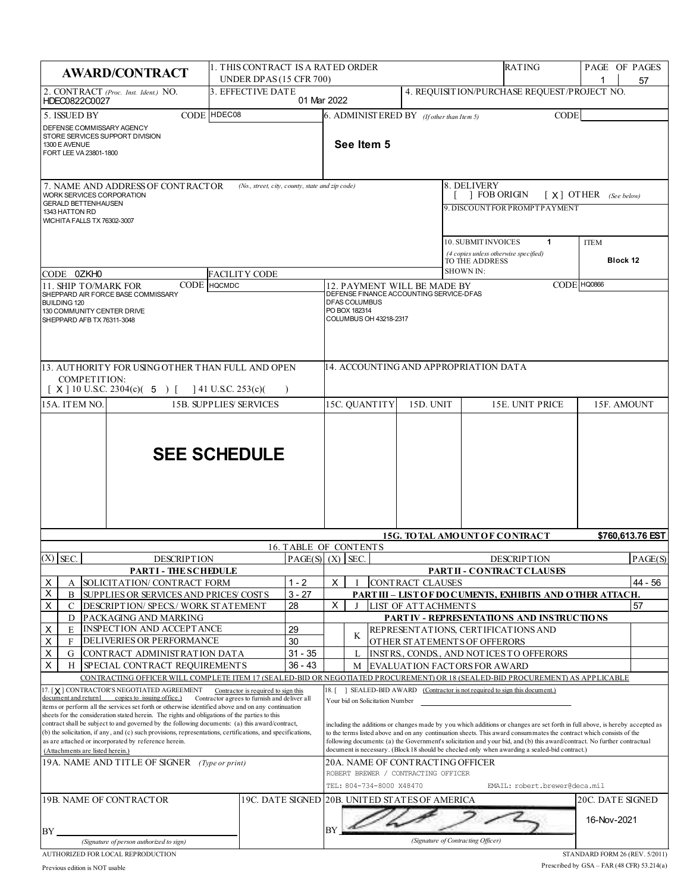# AWARD/CONTRACT

| | |
|---|---|
| 1. THIS CONTRACT IS A RATED ORDER UNDER DPAS (15 CFR 700) | RATING |
| PAGE OF PAGES | 1 / 57 |
| 2. CONTRACT *(Proc. Inst. Ident.)* NO. | HDEC0822C0027 |
| 3. EFFECTIVE DATE | 01 Mar 2022 |
| 4. REQUISITION/PURCHASE REQUEST/PROJECT NO. | |
| 5. ISSUED BY CODE HDEC08 | DEFENSE COMMISSARY AGENCY<br>STORE SERVICES SUPPORT DIVISION<br>1300 E AVENUE<br>FORT LEE VA 23801-1800 |
| 6. ADMINISTERED BY *(If other than Item 5)* CODE | See Item 5 |
| 7. NAME AND ADDRESS OF CONTRACTOR *(No., street, city, county, state and zip code)* | WORK SERVICES CORPORATION<br>GERALD BETTENHAUSEN<br>1343 HATTON RD<br>WICHITA FALLS TX 76302-3007 |
| CODE | 0ZKH0 |
| FACILITY CODE | |
| 8. DELIVERY | [ ] FOB ORIGIN [ X ] OTHER *(See below)* |
| 9. DISCOUNT FOR PROMPT PAYMENT | |
| 10. SUBMIT INVOICES *(4 copies unless otherwise specified)* TO THE ADDRESS SHOWN IN: | 1 — ITEM Block 12 |
| 11. SHIP TO/MARK FOR CODE HQCMDC | SHEPPARD AIR FORCE BASE COMMISSARY<br>BUILDING 120<br>130 COMMUNITY CENTER DRIVE<br>SHEPPARD AFB TX 76311-3048 |
| 12. PAYMENT WILL BE MADE BY CODE HQ0866 | DEFENSE FINANCE ACCOUNTING SERVICE-DFAS<br>DFAS COLUMBUS<br>PO BOX 182314<br>COLUMBUS OH 43218-2317 |
| 13. AUTHORITY FOR USING OTHER THAN FULL AND OPEN COMPETITION: | [ X ] 10 U.S.C. 2304(c)( 5 ) [ ] 41 U.S.C. 253(c)( ) |
| 14. ACCOUNTING AND APPROPRIATION DATA | |

| 15A. ITEM NO. | 15B. SUPPLIES/ SERVICES | 15C. QUANTITY | 15D. UNIT | 15E. UNIT PRICE | 15F. AMOUNT |
|---|---|---|---|---|---|
| | **SEE SCHEDULE** | | | | |
| | | | | **15G. TOTAL AMOUNT OF CONTRACT** | **$760,613.76 EST** |

## 16. TABLE OF CONTENTS

| (X) | SEC. | DESCRIPTION | PAGE(S) |
|---|---|---|---|
| | | **PART I - THE SCHEDULE** | |
| X | A | SOLICITATION/ CONTRACT FORM | 1 - 2 |
| X | B | SUPPLIES OR SERVICES AND PRICES/ COSTS | 3 - 27 |
| X | C | DESCRIPTION/ SPECS./ WORK STATEMENT | 28 |
| | D | PACKAGING AND MARKING | |
| X | E | INSPECTION AND ACCEPTANCE | 29 |
| X | F | DELIVERIES OR PERFORMANCE | 30 |
| X | G | CONTRACT ADMINISTRATION DATA | 31 - 35 |
| X | H | SPECIAL CONTRACT REQUIREMENTS | 36 - 43 |
| | | **PART II - CONTRACT CLAUSES** | |
| X | I | CONTRACT CLAUSES | 44 - 56 |
| | | **PART III – LIST OF DOCUMENTS, EXHIBITS AND OTHER ATTACH.** | |
| X | J | LIST OF ATTACHMENTS | 57 |
| | | **PART IV - REPRESENTATIONS AND INSTRUCTIONS** | |
| | K | REPRESENTATIONS, CERTIFICATIONS AND OTHER STATEMENTS OF OFFERORS | |
| | L | INSTRS., CONDS., AND NOTICES TO OFFERORS | |
| | M | EVALUATION FACTORS FOR AWARD | |

CONTRACTING OFFICER WILL COMPLETE ITEM 17 (SEALED-BID OR NEGOTIATED PROCUREMENT) OR 18 (SEALED-BID PROCUREMENT) AS APPLICABLE

17. [ X ] CONTRACTOR'S NEGOTIATED AGREEMENT Contractor is required to sign this document and return 1 copies to issuing office.) Contractor agrees to furnish and deliver all items or perform all the services set forth or otherwise identified above and on any continuation sheets for the consideration stated herein. The rights and obligations of the parties to this contract shall be subject to and governed by the following documents: (a) this award/contract, (b) the solicitation, if any, and (c) such provisions, representations, certifications, and specifications, as are attached or incorporated by reference herein. (Attachments are listed herein.)

18. [ ] SEALED-BID AWARD (Contractor is not required to sign this document.) Your bid on Solicitation Number ______________ including the additions or changes made by you which additions or changes are set forth in full above, is hereby accepted as to the terms listed above and on any continuation sheets. This award consummates the contract which consists of the following documents: (a) the Government's solicitation and your bid, and (b) this award/contract. No further contractual document is necessary. (Block 18 should be checked only when awarding a sealed-bid contract.)

| | |
|---|---|
| 19A. NAME AND TITLE OF SIGNER *(Type or print)* | 20A. NAME OF CONTRACTING OFFICER<br>ROBERT BREWER / CONTRACTING OFFICER<br>TEL: 804-734-8000 X48470 EMAIL: robert.brewer@deca.mil |
| 19B. NAME OF CONTRACTOR<br>BY ______________<br>*(Signature of person authorized to sign)* | 20B. UNITED STATES OF AMERICA<br>BY [signature]<br>*(Signature of Contracting Officer)* |
| 19C. DATE SIGNED | 20C. DATE SIGNED 16-Nov-2021 |

AUTHORIZED FOR LOCAL REPRODUCTION
Previous edition is NOT usable

STANDARD FORM 26 (REV. 5/2011)
Prescribed by GSA – FAR (48 CFR) 53.214(a)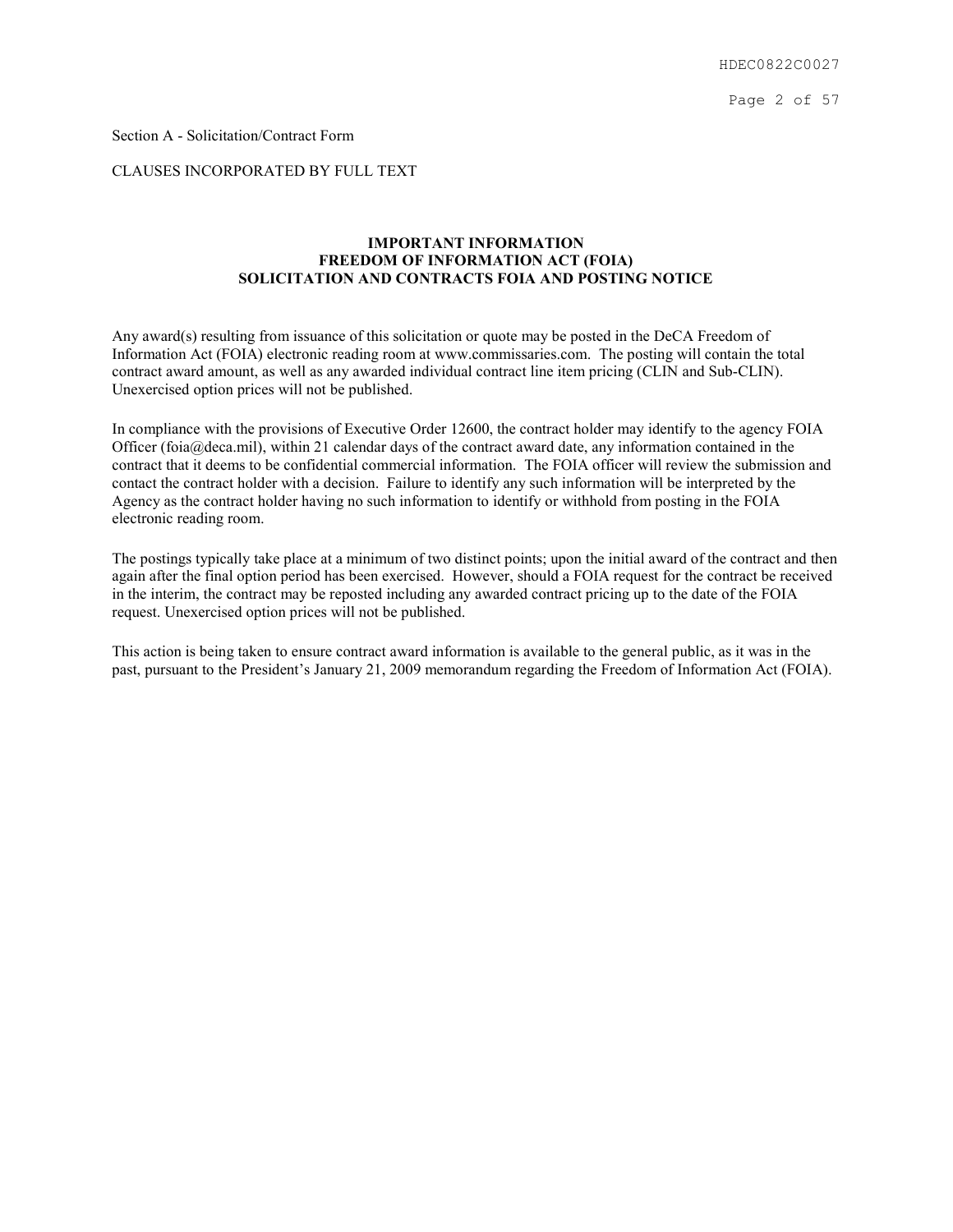Section A - Solicitation/Contract Form

CLAUSES INCORPORATED BY FULL TEXT

## IMPORTANT INFORMATION
## FREEDOM OF INFORMATION ACT (FOIA)
## SOLICITATION AND CONTRACTS FOIA AND POSTING NOTICE

Any award(s) resulting from issuance of this solicitation or quote may be posted in the DeCA Freedom of Information Act (FOIA) electronic reading room at www.commissaries.com. The posting will contain the total contract award amount, as well as any awarded individual contract line item pricing (CLIN and Sub-CLIN). Unexercised option prices will not be published.

In compliance with the provisions of Executive Order 12600, the contract holder may identify to the agency FOIA Officer (foia@deca.mil), within 21 calendar days of the contract award date, any information contained in the contract that it deems to be confidential commercial information. The FOIA officer will review the submission and contact the contract holder with a decision. Failure to identify any such information will be interpreted by the Agency as the contract holder having no such information to identify or withhold from posting in the FOIA electronic reading room.

The postings typically take place at a minimum of two distinct points; upon the initial award of the contract and then again after the final option period has been exercised. However, should a FOIA request for the contract be received in the interim, the contract may be reposted including any awarded contract pricing up to the date of the FOIA request. Unexercised option prices will not be published.

This action is being taken to ensure contract award information is available to the general public, as it was in the past, pursuant to the President's January 21, 2009 memorandum regarding the Freedom of Information Act (FOIA).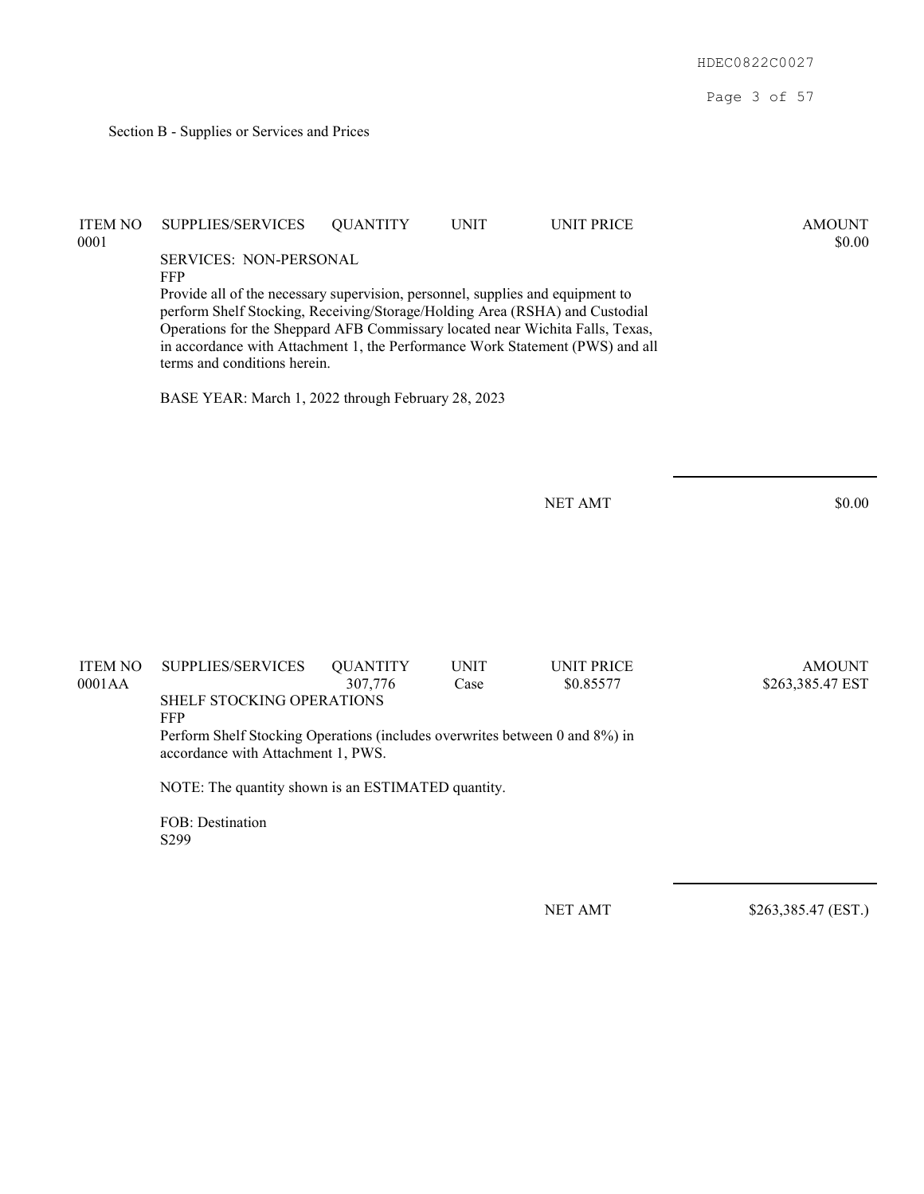Section B - Supplies or Services and Prices

| ITEM NO | SUPPLIES/SERVICES | QUANTITY | UNIT | UNIT PRICE | AMOUNT |
|---|---|---|---|---|---|
| 0001 | | | | | $0.00 |

SERVICES: NON-PERSONAL
FFP
Provide all of the necessary supervision, personnel, supplies and equipment to perform Shelf Stocking, Receiving/Storage/Holding Area (RSHA) and Custodial Operations for the Sheppard AFB Commissary located near Wichita Falls, Texas, in accordance with Attachment 1, the Performance Work Statement (PWS) and all terms and conditions herein.

BASE YEAR: March 1, 2022 through February 28, 2023

NET AMT $0.00

| ITEM NO | SUPPLIES/SERVICES | QUANTITY | UNIT | UNIT PRICE | AMOUNT |
|---|---|---|---|---|---|
| 0001AA | | 307,776 | Case | $0.85577 | $263,385.47 EST |

SHELF STOCKING OPERATIONS
FFP
Perform Shelf Stocking Operations (includes overwrites between 0 and 8%) in accordance with Attachment 1, PWS.

NOTE: The quantity shown is an ESTIMATED quantity.

FOB: Destination
S299

NET AMT $263,385.47 (EST.)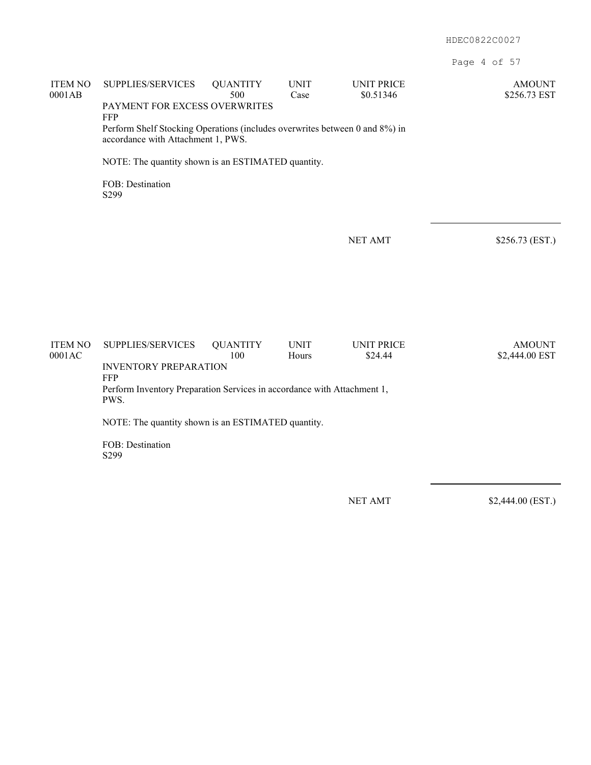| ITEM NO | SUPPLIES/SERVICES | QUANTITY | UNIT | UNIT PRICE | AMOUNT |
|---|---|---|---|---|---|
| 0001AB | | 500 | Case | $0.51346 | $256.73 EST |

PAYMENT FOR EXCESS OVERWRITES
FFP
Perform Shelf Stocking Operations (includes overwrites between 0 and 8%) in accordance with Attachment 1, PWS.

NOTE: The quantity shown is an ESTIMATED quantity.

FOB: Destination
S299

NET AMT $256.73 (EST.)

| ITEM NO | SUPPLIES/SERVICES | QUANTITY | UNIT | UNIT PRICE | AMOUNT |
|---|---|---|---|---|---|
| 0001AC | | 100 | Hours | $24.44 | $2,444.00 EST |

INVENTORY PREPARATION
FFP
Perform Inventory Preparation Services in accordance with Attachment 1, PWS.

NOTE: The quantity shown is an ESTIMATED quantity.

FOB: Destination
S299

NET AMT $2,444.00 (EST.)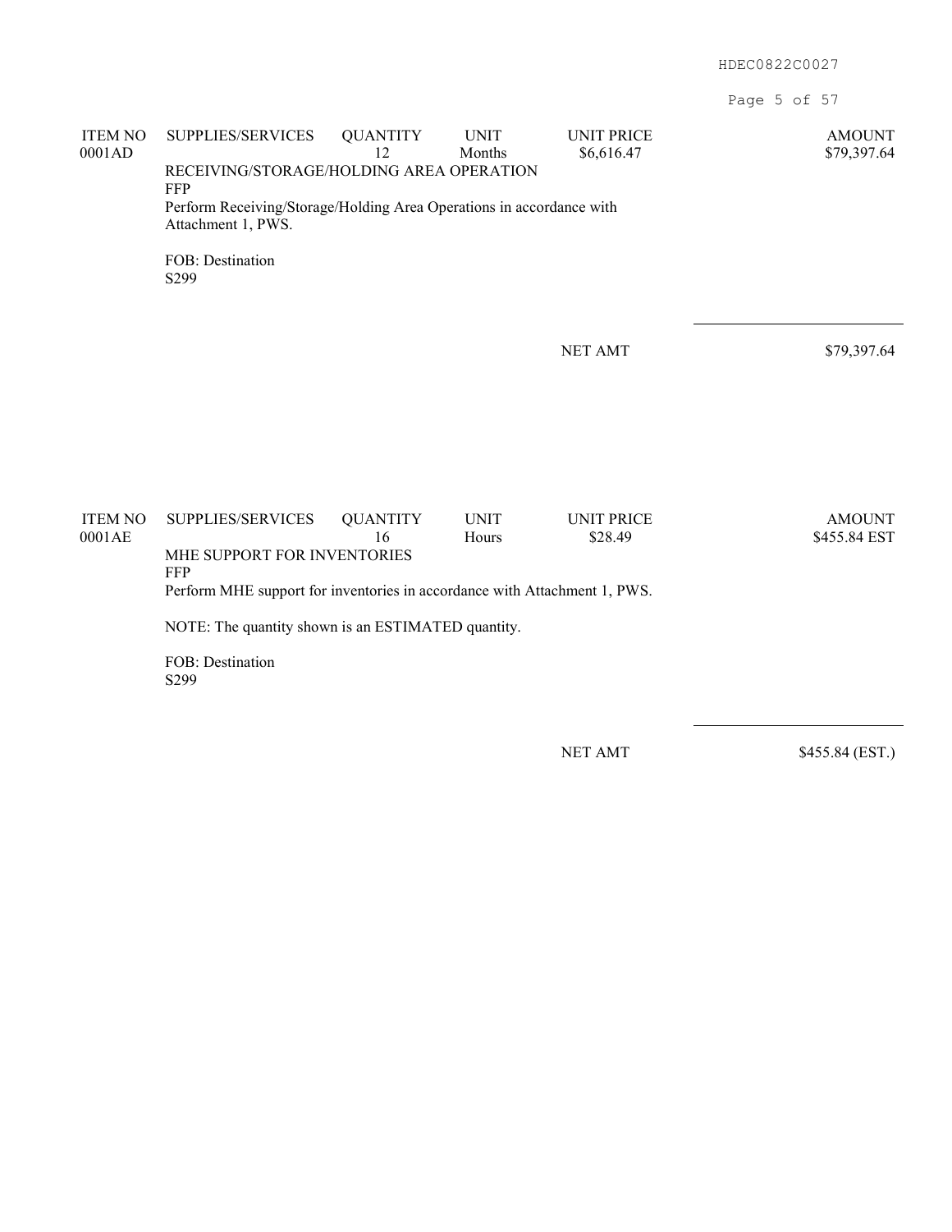| ITEM NO | SUPPLIES/SERVICES | QUANTITY | UNIT | UNIT PRICE | AMOUNT |
|---|---|---|---|---|---|
| 0001AD | | 12 | Months | $6,616.47 | $79,397.64 |

RECEIVING/STORAGE/HOLDING AREA OPERATION
FFP
Perform Receiving/Storage/Holding Area Operations in accordance with Attachment 1, PWS.

FOB: Destination
S299

NET AMT $79,397.64

| ITEM NO | SUPPLIES/SERVICES | QUANTITY | UNIT | UNIT PRICE | AMOUNT |
|---|---|---|---|---|---|
| 0001AE | | 16 | Hours | $28.49 | $455.84 EST |

MHE SUPPORT FOR INVENTORIES
FFP
Perform MHE support for inventories in accordance with Attachment 1, PWS.

NOTE: The quantity shown is an ESTIMATED quantity.

FOB: Destination
S299

NET AMT $455.84 (EST.)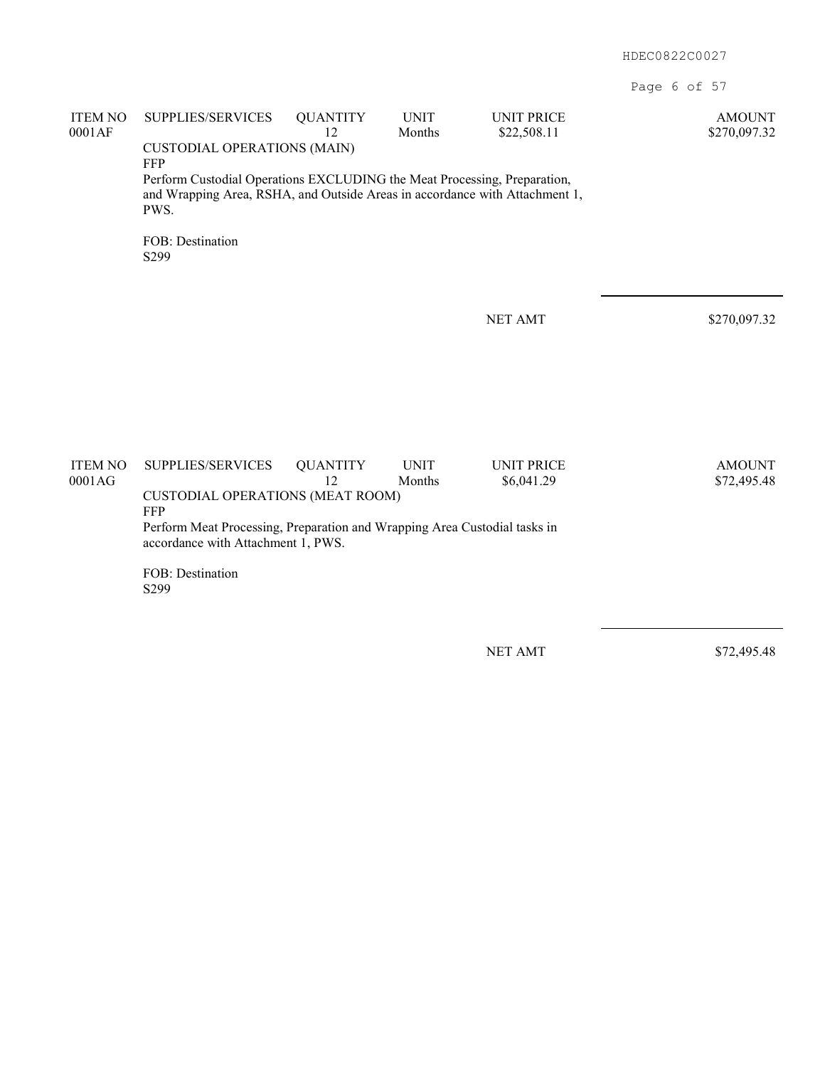| ITEM NO | SUPPLIES/SERVICES | QUANTITY | UNIT | UNIT PRICE | AMOUNT |
| --- | --- | --- | --- | --- | --- |
| 0001AF | | 12 | Months | $22,508.11 | $270,097.32 |

CUSTODIAL OPERATIONS (MAIN)
FFP
Perform Custodial Operations EXCLUDING the Meat Processing, Preparation, and Wrapping Area, RSHA, and Outside Areas in accordance with Attachment 1, PWS.

FOB: Destination
S299

NET AMT $270,097.32

| ITEM NO | SUPPLIES/SERVICES | QUANTITY | UNIT | UNIT PRICE | AMOUNT |
| --- | --- | --- | --- | --- | --- |
| 0001AG | | 12 | Months | $6,041.29 | $72,495.48 |

CUSTODIAL OPERATIONS (MEAT ROOM)
FFP
Perform Meat Processing, Preparation and Wrapping Area Custodial tasks in accordance with Attachment 1, PWS.

FOB: Destination
S299

NET AMT $72,495.48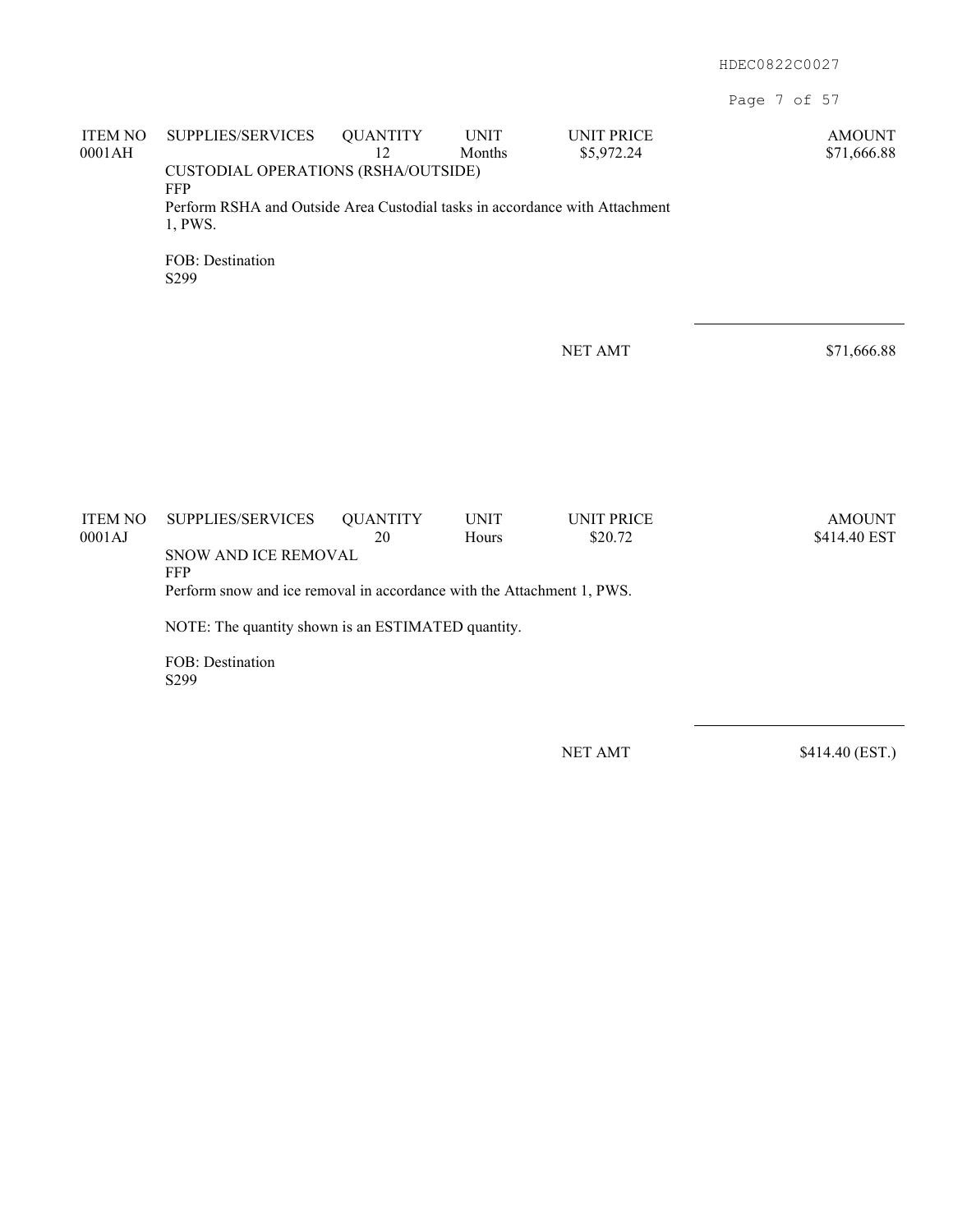| ITEM NO | SUPPLIES/SERVICES | QUANTITY | UNIT | UNIT PRICE | AMOUNT |
|---|---|---|---|---|---|
| 0001AH | | 12 | Months | $5,972.24 | $71,666.88 |

CUSTODIAL OPERATIONS (RSHA/OUTSIDE)
FFP
Perform RSHA and Outside Area Custodial tasks in accordance with Attachment 1, PWS.

FOB: Destination
S299

NET AMT $71,666.88

| ITEM NO | SUPPLIES/SERVICES | QUANTITY | UNIT | UNIT PRICE | AMOUNT |
|---|---|---|---|---|---|
| 0001AJ | | 20 | Hours | $20.72 | $414.40 EST |

SNOW AND ICE REMOVAL
FFP
Perform snow and ice removal in accordance with the Attachment 1, PWS.

NOTE: The quantity shown is an ESTIMATED quantity.

FOB: Destination
S299

NET AMT $414.40 (EST.)